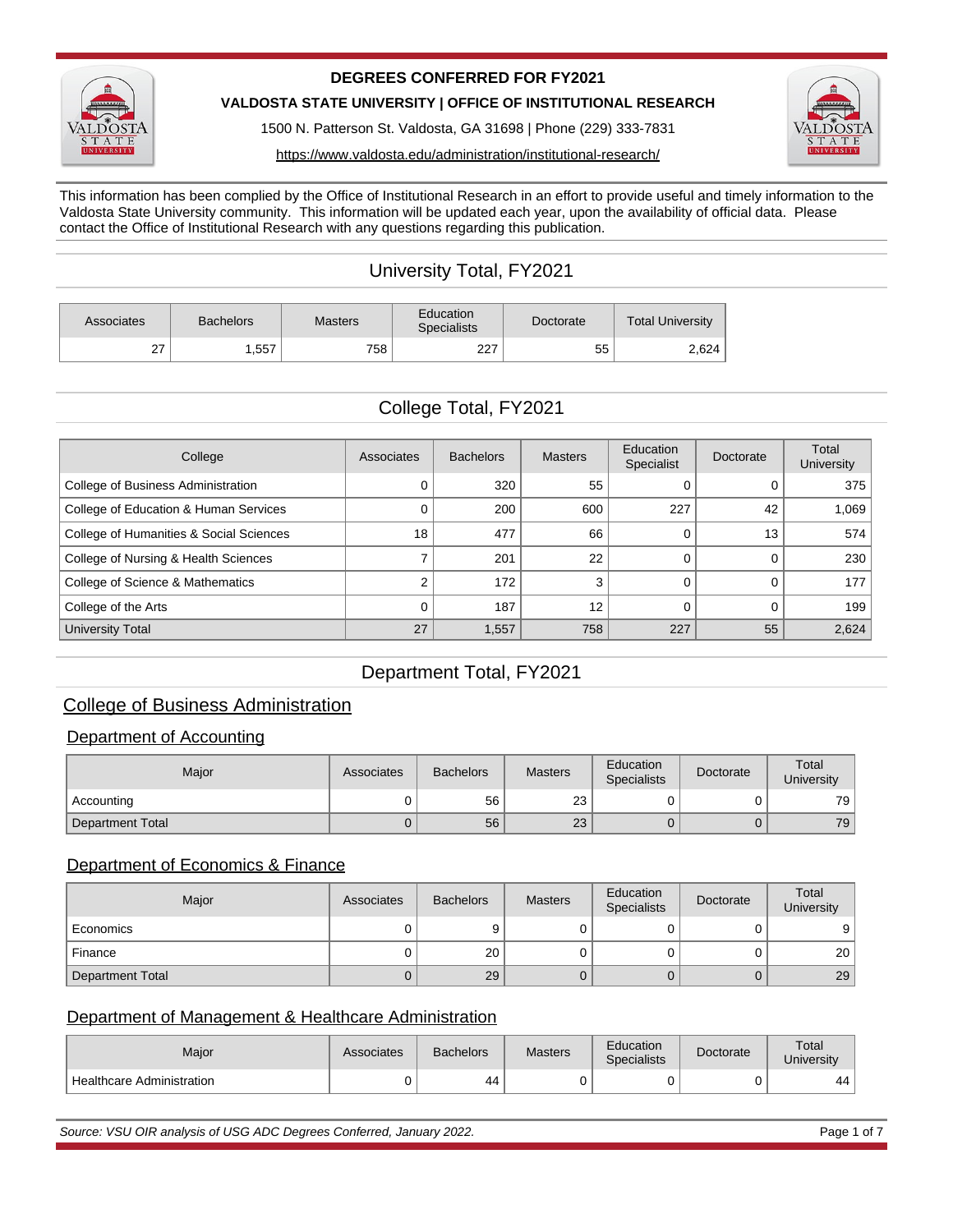# DEGREES CONFERRED FOR FY2021

## VALDOSTA STATE UNIVERSITY | OFFICE OF INSTITUTIONAL RESEARCH

1500 N. Patterson St. Valdosta, GA 31698 | Phone (229) 333-7831

https://www.valdosta.edu/administration/institutional-research/

This information has been complied by the Office of Institutional Research in an effort to provide useful and timely information to the Valdosta State University community. This information will be updated each year, upon the availability of official data. Please contact the Office of Institutional Research with any questions regarding this publication.

## University Total, FY2021

| Associates | Bachelors | Masters | Education Specialists | Doctorate | Total University |
|---|---|---|---|---|---|
| 27 | 1,557 | 758 | 227 | 55 | 2,624 |

## College Total, FY2021

| College | Associates | Bachelors | Masters | Education Specialist | Doctorate | Total University |
|---|---|---|---|---|---|---|
| College of Business Administration | 0 | 320 | 55 | 0 | 0 | 375 |
| College of Education & Human Services | 0 | 200 | 600 | 227 | 42 | 1,069 |
| College of Humanities & Social Sciences | 18 | 477 | 66 | 0 | 13 | 574 |
| College of Nursing & Health Sciences | 7 | 201 | 22 | 0 | 0 | 230 |
| College of Science & Mathematics | 2 | 172 | 3 | 0 | 0 | 177 |
| College of the Arts | 0 | 187 | 12 | 0 | 0 | 199 |
| University Total | 27 | 1,557 | 758 | 227 | 55 | 2,624 |

## Department Total, FY2021

### College of Business Administration

#### Department of Accounting

| Major | Associates | Bachelors | Masters | Education Specialists | Doctorate | Total University |
|---|---|---|---|---|---|---|
| Accounting | 0 | 56 | 23 | 0 | 0 | 79 |
| Department Total | 0 | 56 | 23 | 0 | 0 | 79 |

#### Department of Economics & Finance

| Major | Associates | Bachelors | Masters | Education Specialists | Doctorate | Total University |
|---|---|---|---|---|---|---|
| Economics | 0 | 9 | 0 | 0 | 0 | 9 |
| Finance | 0 | 20 | 0 | 0 | 0 | 20 |
| Department Total | 0 | 29 | 0 | 0 | 0 | 29 |

#### Department of Management & Healthcare Administration

| Major | Associates | Bachelors | Masters | Education Specialists | Doctorate | Total University |
|---|---|---|---|---|---|---|
| Healthcare Administration | 0 | 44 | 0 | 0 | 0 | 44 |

*Source: VSU OIR analysis of USG ADC Degrees Conferred, January 2022.*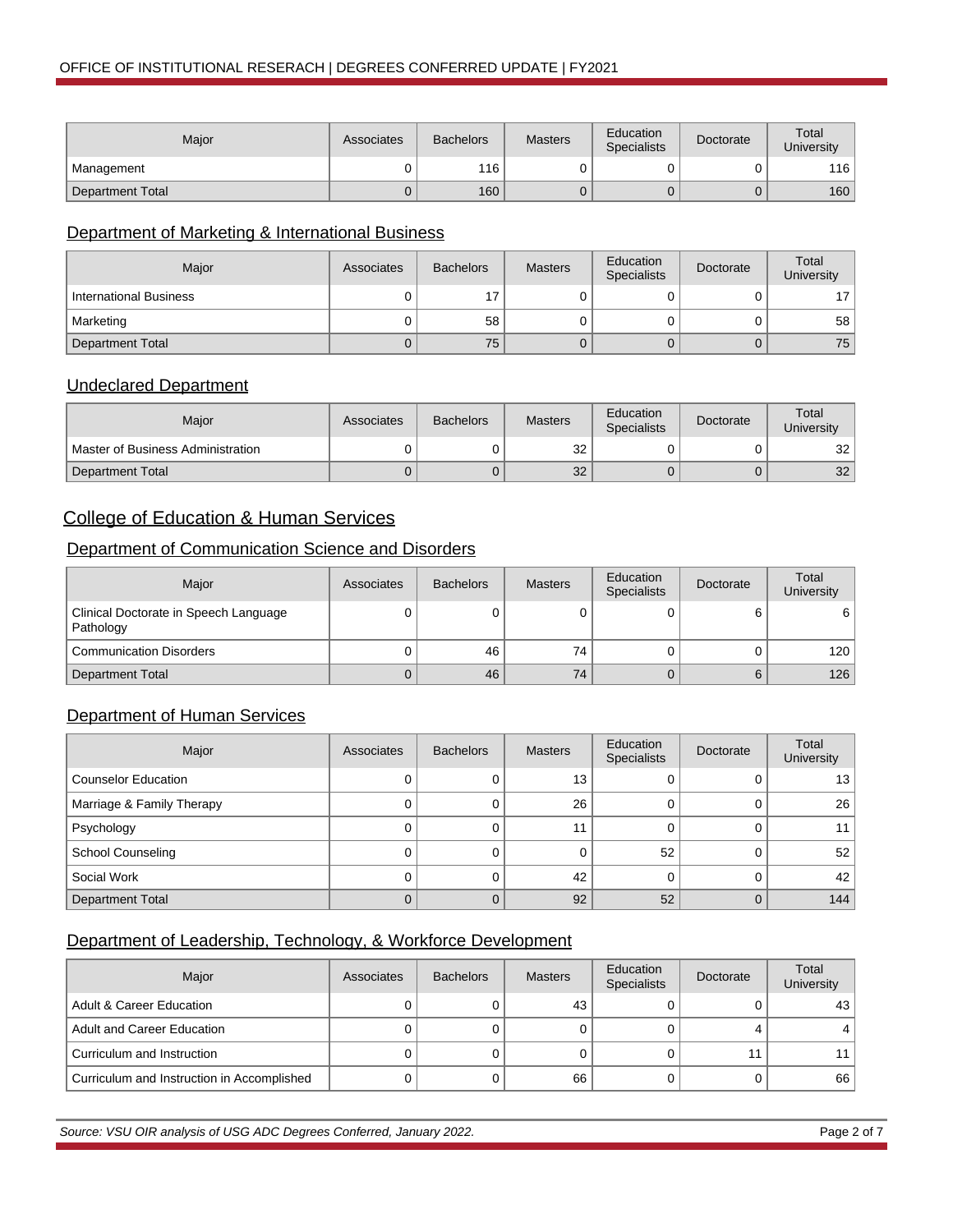| Major | Associates | Bachelors | Masters | Education Specialists | Doctorate | Total University |
|---|---|---|---|---|---|---|
| Management | 0 | 116 | 0 | 0 | 0 | 116 |
| Department Total | 0 | 160 | 0 | 0 | 0 | 160 |

### Department of Marketing & International Business

| Major | Associates | Bachelors | Masters | Education Specialists | Doctorate | Total University |
|---|---|---|---|---|---|---|
| International Business | 0 | 17 | 0 | 0 | 0 | 17 |
| Marketing | 0 | 58 | 0 | 0 | 0 | 58 |
| Department Total | 0 | 75 | 0 | 0 | 0 | 75 |

### Undeclared Department

| Major | Associates | Bachelors | Masters | Education Specialists | Doctorate | Total University |
|---|---|---|---|---|---|---|
| Master of Business Administration | 0 | 0 | 32 | 0 | 0 | 32 |
| Department Total | 0 | 0 | 32 | 0 | 0 | 32 |

## College of Education & Human Services

### Department of Communication Science and Disorders

| Major | Associates | Bachelors | Masters | Education Specialists | Doctorate | Total University |
|---|---|---|---|---|---|---|
| Clinical Doctorate in Speech Language Pathology | 0 | 0 | 0 | 0 | 6 | 6 |
| Communication Disorders | 0 | 46 | 74 | 0 | 0 | 120 |
| Department Total | 0 | 46 | 74 | 0 | 6 | 126 |

### Department of Human Services

| Major | Associates | Bachelors | Masters | Education Specialists | Doctorate | Total University |
|---|---|---|---|---|---|---|
| Counselor Education | 0 | 0 | 13 | 0 | 0 | 13 |
| Marriage & Family Therapy | 0 | 0 | 26 | 0 | 0 | 26 |
| Psychology | 0 | 0 | 11 | 0 | 0 | 11 |
| School Counseling | 0 | 0 | 0 | 52 | 0 | 52 |
| Social Work | 0 | 0 | 42 | 0 | 0 | 42 |
| Department Total | 0 | 0 | 92 | 52 | 0 | 144 |

### Department of Leadership, Technology, & Workforce Development

| Major | Associates | Bachelors | Masters | Education Specialists | Doctorate | Total University |
|---|---|---|---|---|---|---|
| Adult & Career Education | 0 | 0 | 43 | 0 | 0 | 43 |
| Adult and Career Education | 0 | 0 | 0 | 0 | 4 | 4 |
| Curriculum and Instruction | 0 | 0 | 0 | 0 | 11 | 11 |
| Curriculum and Instruction in Accomplished | 0 | 0 | 66 | 0 | 0 | 66 |

*Source: VSU OIR analysis of USG ADC Degrees Conferred, January 2022.*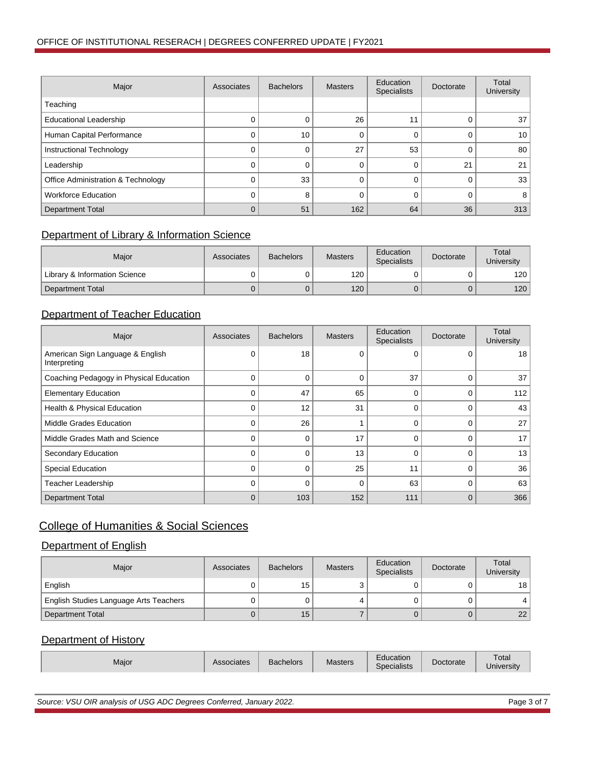| Major | Associates | Bachelors | Masters | Education Specialists | Doctorate | Total University |
|---|---|---|---|---|---|---|
| Teaching | | | | | | |
| Educational Leadership | 0 | 0 | 26 | 11 | 0 | 37 |
| Human Capital Performance | 0 | 10 | 0 | 0 | 0 | 10 |
| Instructional Technology | 0 | 0 | 27 | 53 | 0 | 80 |
| Leadership | 0 | 0 | 0 | 0 | 21 | 21 |
| Office Administration & Technology | 0 | 33 | 0 | 0 | 0 | 33 |
| Workforce Education | 0 | 8 | 0 | 0 | 0 | 8 |
| Department Total | 0 | 51 | 162 | 64 | 36 | 313 |

### Department of Library & Information Science

| Major | Associates | Bachelors | Masters | Education Specialists | Doctorate | Total University |
|---|---|---|---|---|---|---|
| Library & Information Science | 0 | 0 | 120 | 0 | 0 | 120 |
| Department Total | 0 | 0 | 120 | 0 | 0 | 120 |

### Department of Teacher Education

| Major | Associates | Bachelors | Masters | Education Specialists | Doctorate | Total University |
|---|---|---|---|---|---|---|
| American Sign Language & English Interpreting | 0 | 18 | 0 | 0 | 0 | 18 |
| Coaching Pedagogy in Physical Education | 0 | 0 | 0 | 37 | 0 | 37 |
| Elementary Education | 0 | 47 | 65 | 0 | 0 | 112 |
| Health & Physical Education | 0 | 12 | 31 | 0 | 0 | 43 |
| Middle Grades Education | 0 | 26 | 1 | 0 | 0 | 27 |
| Middle Grades Math and Science | 0 | 0 | 17 | 0 | 0 | 17 |
| Secondary Education | 0 | 0 | 13 | 0 | 0 | 13 |
| Special Education | 0 | 0 | 25 | 11 | 0 | 36 |
| Teacher Leadership | 0 | 0 | 0 | 63 | 0 | 63 |
| Department Total | 0 | 103 | 152 | 111 | 0 | 366 |

## College of Humanities & Social Sciences

### Department of English

| Major | Associates | Bachelors | Masters | Education Specialists | Doctorate | Total University |
|---|---|---|---|---|---|---|
| English | 0 | 15 | 3 | 0 | 0 | 18 |
| English Studies Language Arts Teachers | 0 | 0 | 4 | 0 | 0 | 4 |
| Department Total | 0 | 15 | 7 | 0 | 0 | 22 |

### Department of History

| Major | Associates | Bachelors | Masters | Education Specialists | Doctorate | Total University |
|---|---|---|---|---|---|---|

*Source: VSU OIR analysis of USG ADC Degrees Conferred, January 2022.*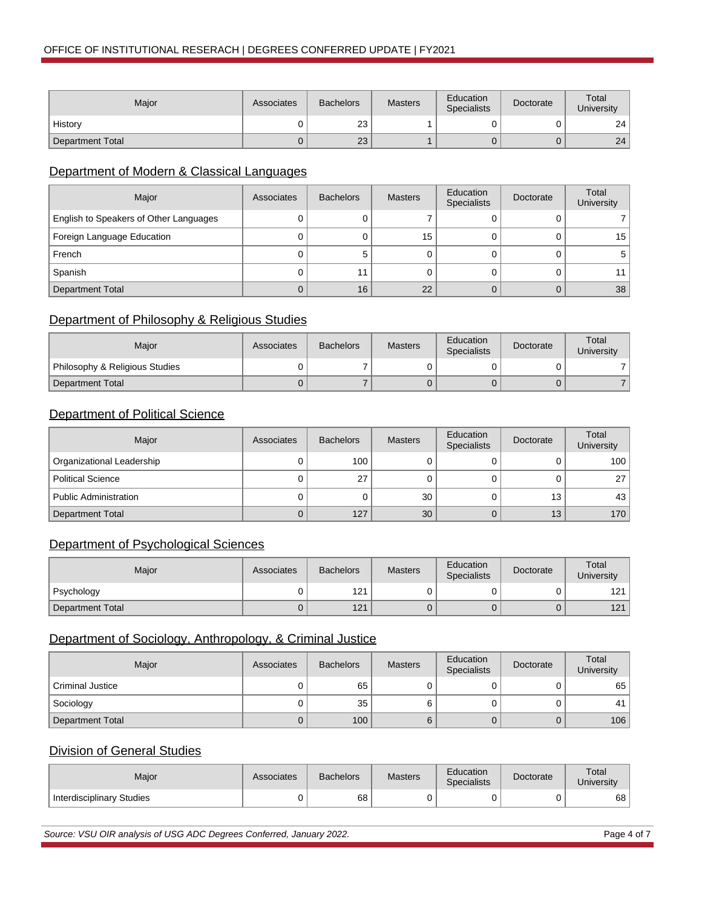| Major | Associates | Bachelors | Masters | Education Specialists | Doctorate | Total University |
|---|---|---|---|---|---|---|
| History | 0 | 23 | 1 | 0 | 0 | 24 |
| Department Total | 0 | 23 | 1 | 0 | 0 | 24 |

## Department of Modern & Classical Languages

| Major | Associates | Bachelors | Masters | Education Specialists | Doctorate | Total University |
|---|---|---|---|---|---|---|
| English to Speakers of Other Languages | 0 | 0 | 7 | 0 | 0 | 7 |
| Foreign Language Education | 0 | 0 | 15 | 0 | 0 | 15 |
| French | 0 | 5 | 0 | 0 | 0 | 5 |
| Spanish | 0 | 11 | 0 | 0 | 0 | 11 |
| Department Total | 0 | 16 | 22 | 0 | 0 | 38 |

## Department of Philosophy & Religious Studies

| Major | Associates | Bachelors | Masters | Education Specialists | Doctorate | Total University |
|---|---|---|---|---|---|---|
| Philosophy & Religious Studies | 0 | 7 | 0 | 0 | 0 | 7 |
| Department Total | 0 | 7 | 0 | 0 | 0 | 7 |

## Department of Political Science

| Major | Associates | Bachelors | Masters | Education Specialists | Doctorate | Total University |
|---|---|---|---|---|---|---|
| Organizational Leadership | 0 | 100 | 0 | 0 | 0 | 100 |
| Political Science | 0 | 27 | 0 | 0 | 0 | 27 |
| Public Administration | 0 | 0 | 30 | 0 | 13 | 43 |
| Department Total | 0 | 127 | 30 | 0 | 13 | 170 |

## Department of Psychological Sciences

| Major | Associates | Bachelors | Masters | Education Specialists | Doctorate | Total University |
|---|---|---|---|---|---|---|
| Psychology | 0 | 121 | 0 | 0 | 0 | 121 |
| Department Total | 0 | 121 | 0 | 0 | 0 | 121 |

## Department of Sociology, Anthropology, & Criminal Justice

| Major | Associates | Bachelors | Masters | Education Specialists | Doctorate | Total University |
|---|---|---|---|---|---|---|
| Criminal Justice | 0 | 65 | 0 | 0 | 0 | 65 |
| Sociology | 0 | 35 | 6 | 0 | 0 | 41 |
| Department Total | 0 | 100 | 6 | 0 | 0 | 106 |

## Division of General Studies

| Major | Associates | Bachelors | Masters | Education Specialists | Doctorate | Total University |
|---|---|---|---|---|---|---|
| Interdisciplinary Studies | 0 | 68 | 0 | 0 | 0 | 68 |

*Source: VSU OIR analysis of USG ADC Degrees Conferred, January 2022.*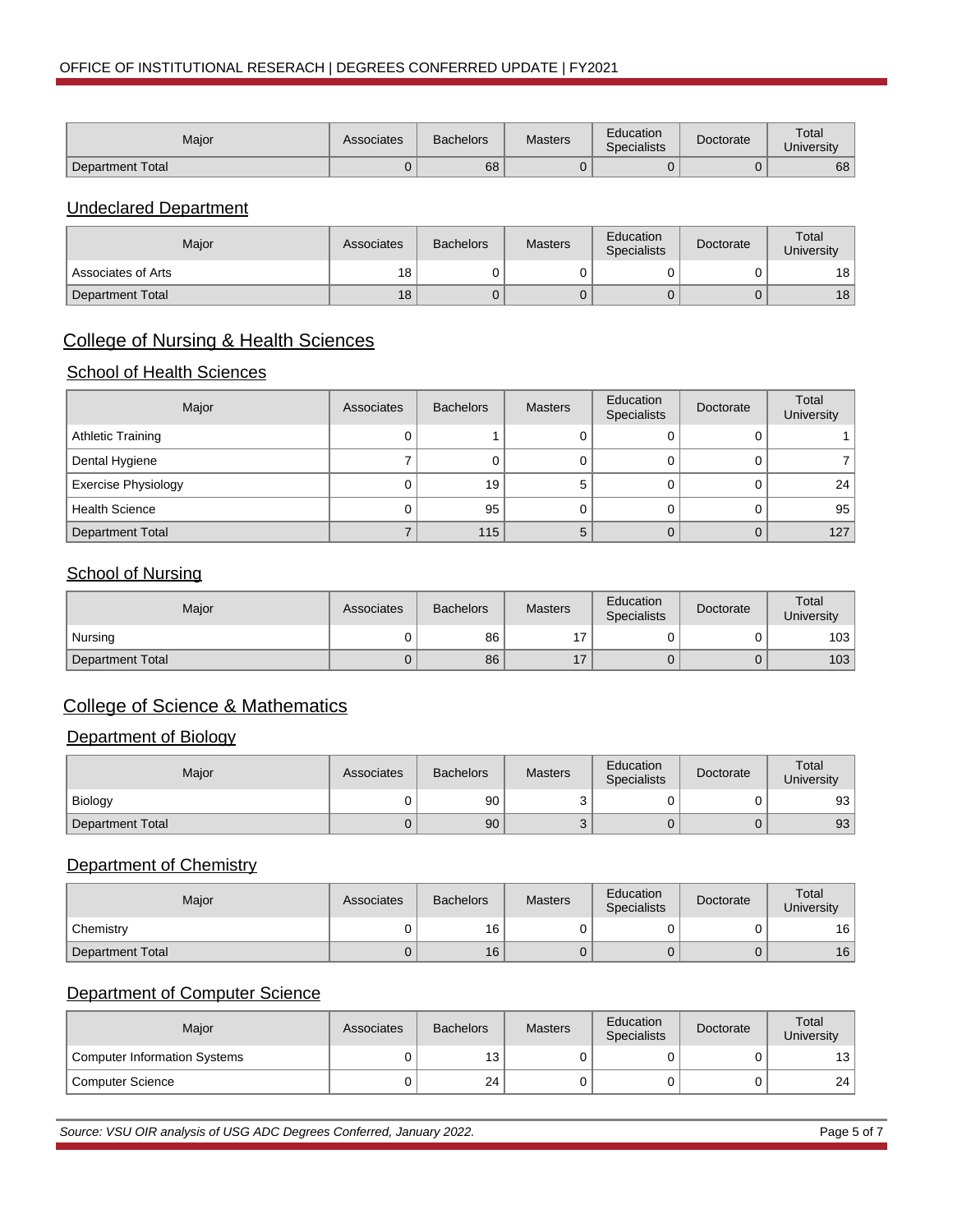| Major | Associates | Bachelors | Masters | Education Specialists | Doctorate | Total University |
|---|---|---|---|---|---|---|
| Department Total | 0 | 68 | 0 | 0 | 0 | 68 |

### Undeclared Department

| Major | Associates | Bachelors | Masters | Education Specialists | Doctorate | Total University |
|---|---|---|---|---|---|---|
| Associates of Arts | 18 | 0 | 0 | 0 | 0 | 18 |
| Department Total | 18 | 0 | 0 | 0 | 0 | 18 |

## College of Nursing & Health Sciences

### School of Health Sciences

| Major | Associates | Bachelors | Masters | Education Specialists | Doctorate | Total University |
|---|---|---|---|---|---|---|
| Athletic Training | 0 | 1 | 0 | 0 | 0 | 1 |
| Dental Hygiene | 7 | 0 | 0 | 0 | 0 | 7 |
| Exercise Physiology | 0 | 19 | 5 | 0 | 0 | 24 |
| Health Science | 0 | 95 | 0 | 0 | 0 | 95 |
| Department Total | 7 | 115 | 5 | 0 | 0 | 127 |

### School of Nursing

| Major | Associates | Bachelors | Masters | Education Specialists | Doctorate | Total University |
|---|---|---|---|---|---|---|
| Nursing | 0 | 86 | 17 | 0 | 0 | 103 |
| Department Total | 0 | 86 | 17 | 0 | 0 | 103 |

## College of Science & Mathematics

### Department of Biology

| Major | Associates | Bachelors | Masters | Education Specialists | Doctorate | Total University |
|---|---|---|---|---|---|---|
| Biology | 0 | 90 | 3 | 0 | 0 | 93 |
| Department Total | 0 | 90 | 3 | 0 | 0 | 93 |

### Department of Chemistry

| Major | Associates | Bachelors | Masters | Education Specialists | Doctorate | Total University |
|---|---|---|---|---|---|---|
| Chemistry | 0 | 16 | 0 | 0 | 0 | 16 |
| Department Total | 0 | 16 | 0 | 0 | 0 | 16 |

### Department of Computer Science

| Major | Associates | Bachelors | Masters | Education Specialists | Doctorate | Total University |
|---|---|---|---|---|---|---|
| Computer Information Systems | 0 | 13 | 0 | 0 | 0 | 13 |
| Computer Science | 0 | 24 | 0 | 0 | 0 | 24 |

*Source: VSU OIR analysis of USG ADC Degrees Conferred, January 2022.*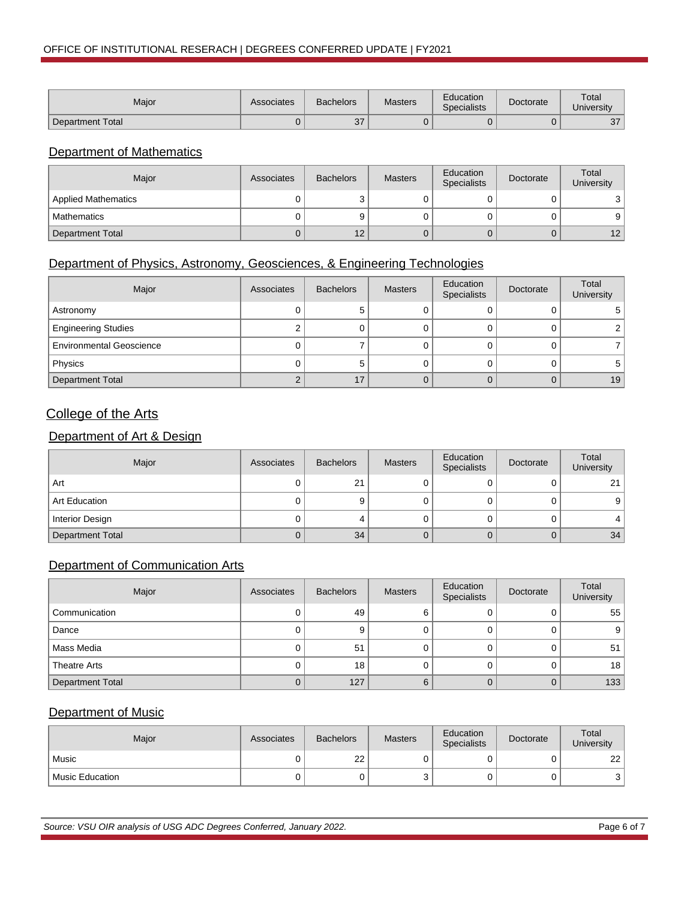| Major | Associates | Bachelors | Masters | Education Specialists | Doctorate | Total University |
|---|---|---|---|---|---|---|
| Department Total | 0 | 37 | 0 | 0 | 0 | 37 |

## Department of Mathematics

| Major | Associates | Bachelors | Masters | Education Specialists | Doctorate | Total University |
|---|---|---|---|---|---|---|
| Applied Mathematics | 0 | 3 | 0 | 0 | 0 | 3 |
| Mathematics | 0 | 9 | 0 | 0 | 0 | 9 |
| Department Total | 0 | 12 | 0 | 0 | 0 | 12 |

## Department of Physics, Astronomy, Geosciences, & Engineering Technologies

| Major | Associates | Bachelors | Masters | Education Specialists | Doctorate | Total University |
|---|---|---|---|---|---|---|
| Astronomy | 0 | 5 | 0 | 0 | 0 | 5 |
| Engineering Studies | 2 | 0 | 0 | 0 | 0 | 2 |
| Environmental Geoscience | 0 | 7 | 0 | 0 | 0 | 7 |
| Physics | 0 | 5 | 0 | 0 | 0 | 5 |
| Department Total | 2 | 17 | 0 | 0 | 0 | 19 |

# College of the Arts

## Department of Art & Design

| Major | Associates | Bachelors | Masters | Education Specialists | Doctorate | Total University |
|---|---|---|---|---|---|---|
| Art | 0 | 21 | 0 | 0 | 0 | 21 |
| Art Education | 0 | 9 | 0 | 0 | 0 | 9 |
| Interior Design | 0 | 4 | 0 | 0 | 0 | 4 |
| Department Total | 0 | 34 | 0 | 0 | 0 | 34 |

## Department of Communication Arts

| Major | Associates | Bachelors | Masters | Education Specialists | Doctorate | Total University |
|---|---|---|---|---|---|---|
| Communication | 0 | 49 | 6 | 0 | 0 | 55 |
| Dance | 0 | 9 | 0 | 0 | 0 | 9 |
| Mass Media | 0 | 51 | 0 | 0 | 0 | 51 |
| Theatre Arts | 0 | 18 | 0 | 0 | 0 | 18 |
| Department Total | 0 | 127 | 6 | 0 | 0 | 133 |

## Department of Music

| Major | Associates | Bachelors | Masters | Education Specialists | Doctorate | Total University |
|---|---|---|---|---|---|---|
| Music | 0 | 22 | 0 | 0 | 0 | 22 |
| Music Education | 0 | 0 | 3 | 0 | 0 | 3 |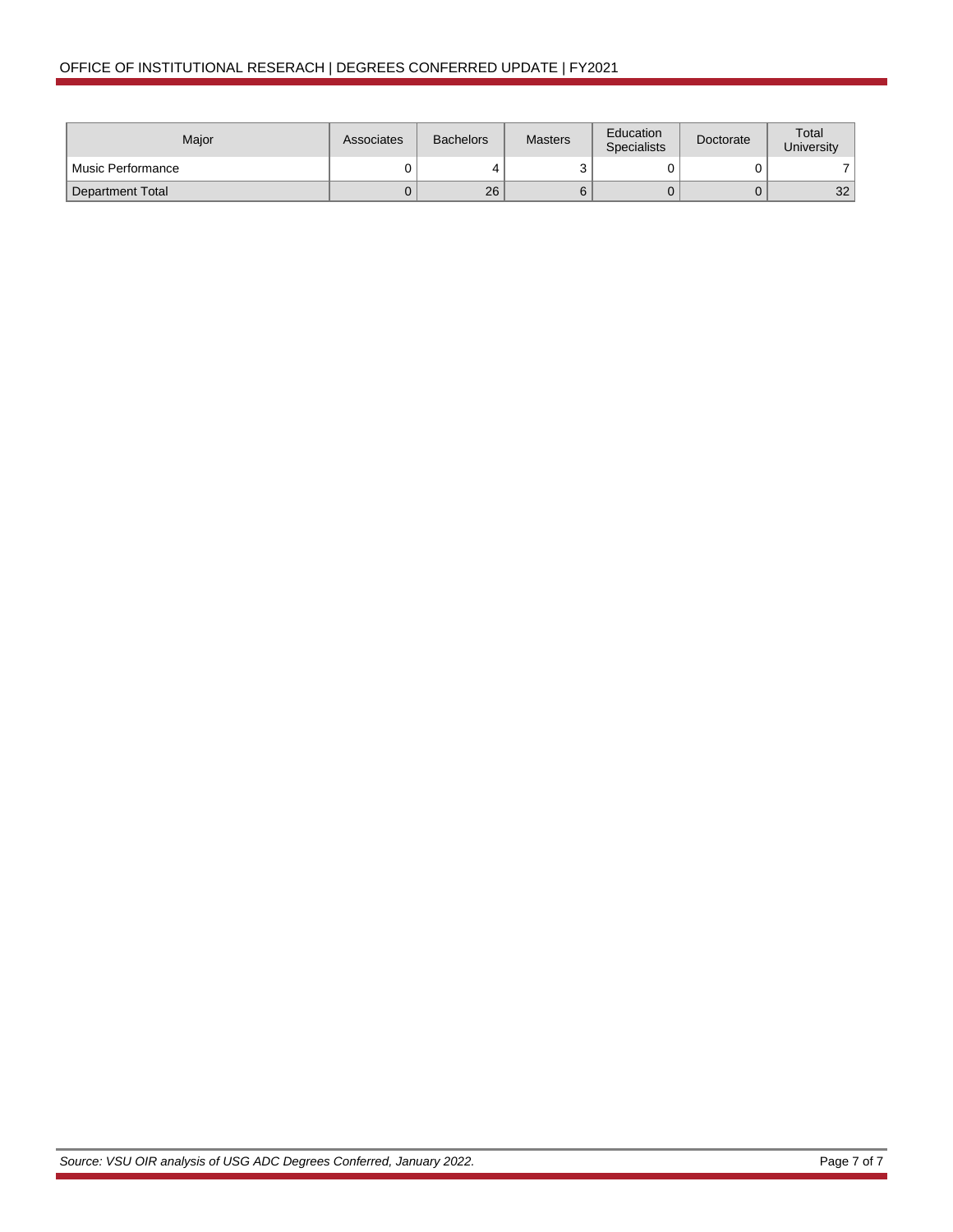| Major | Associates | Bachelors | Masters | Education Specialists | Doctorate | Total University |
|---|---|---|---|---|---|---|
| Music Performance | 0 | 4 | 3 | 0 | 0 | 7 |
| Department Total | 0 | 26 | 6 | 0 | 0 | 32 |

*Source: VSU OIR analysis of USG ADC Degrees Conferred, January 2022.*